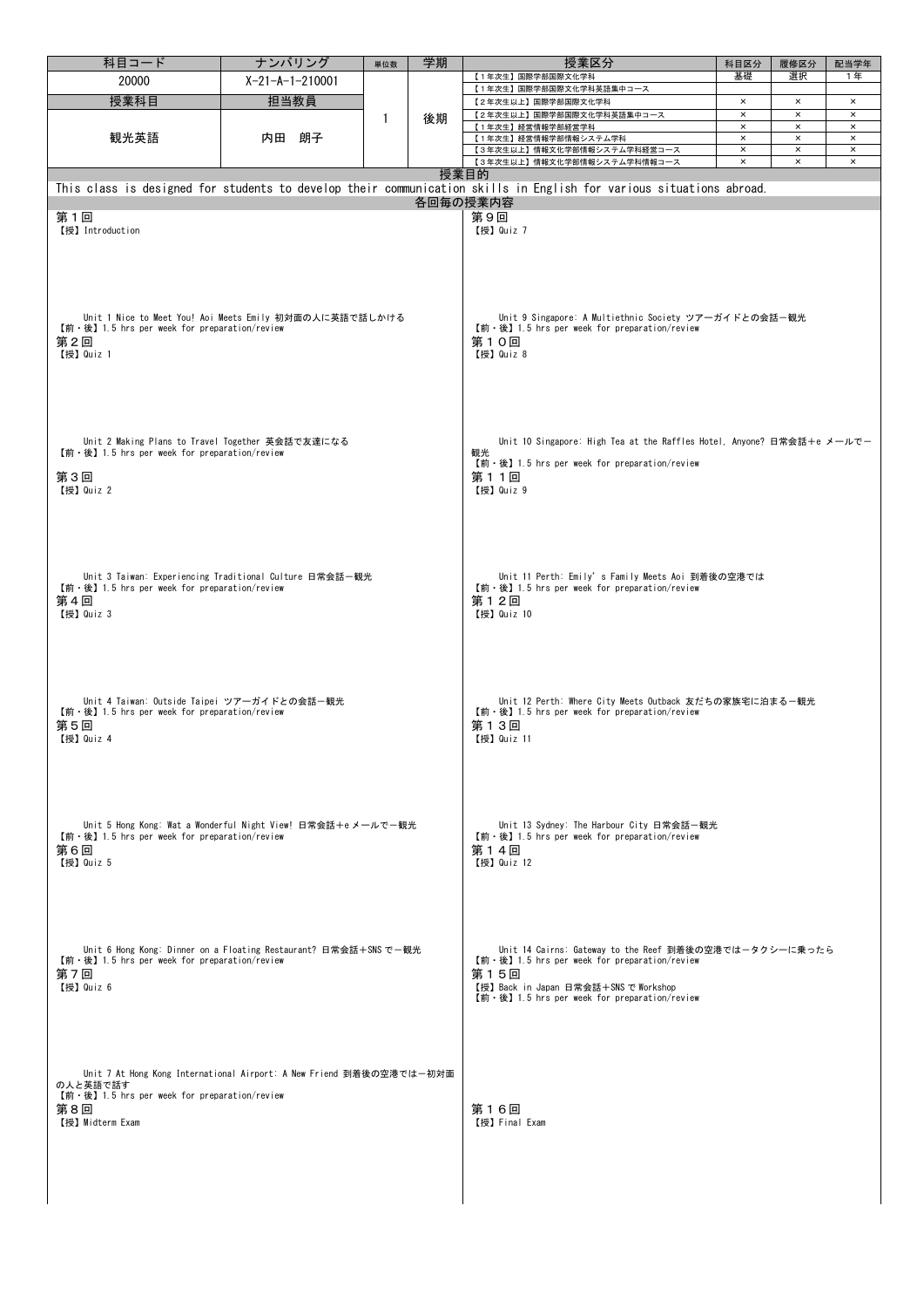| 科目コード | ナンバリング | 単位数 | 学期 | 授業区分 | 科目区分 | 履修区分 | 配当学年 |
|---|---|---|---|---|---|---|---|
| 20000 | X-21-A-1-210001 | 1 | 後期 | 【1年次生】国際学部国際文化学科 | 基礎 | 選択 | 1年 |
| 授業科目 | 担当教員 | | | 【1年次生】国際学部国際文化学科英語集中コース | | | |
| 観光英語 | 内田　朗子 | | | 【2年次生以上】国際学部国際文化学科 | × | × | × |
| | | | | 【2年次生以上】国際学部国際文化学科英語集中コース | × | × | × |
| | | | | 【1年次生】経営情報学部経営学科 | × | × | × |
| | | | | 【1年次生】経営情報学部情報システム学科 | × | × | × |
| | | | | 【3年次生以上】情報文化学部情報システム学科経営コース | × | × | × |
| | | | | 【3年次生以上】情報文化学部情報システム学科情報コース | × | × | × |

## 授業目的

This class is designed for students to develop their communication skills in English for various situations abroad.

## 各回毎の授業内容

**第１回**
【授】Introduction

Unit 1 Nice to Meet You! Aoi Meets Emily 初対面の人に英語で話しかける
【前・後】1.5 hrs per week for preparation/review

**第２回**
【授】Quiz 1

Unit 2 Making Plans to Travel Together 英会話で友達になる
【前・後】1.5 hrs per week for preparation/review

**第３回**
【授】Quiz 2

Unit 3 Taiwan: Experiencing Traditional Culture 日常会話－観光
【前・後】1.5 hrs per week for preparation/review

**第４回**
【授】Quiz 3

Unit 4 Taiwan: Outside Taipei ツアーガイドとの会話－観光
【前・後】1.5 hrs per week for preparation/review

**第５回**
【授】Quiz 4

Unit 5 Hong Kong: Wat a Wonderful Night View! 日常会話＋e メールでー観光
【前・後】1.5 hrs per week for preparation/review

**第６回**
【授】Quiz 5

Unit 6 Hong Kong: Dinner on a Floating Restaurant? 日常会話＋SNS でー観光
【前・後】1.5 hrs per week for preparation/review

**第７回**
【授】Quiz 6

Unit 7 At Hong Kong International Airport: A New Friend 到着後の空港では－初対面の人と英語で話す
【前・後】1.5 hrs per week for preparation/review

**第８回**
【授】Midterm Exam

**第９回**
【授】Quiz 7

Unit 9 Singapore: A Multiethnic Society ツアーガイドとの会話－観光
【前・後】1.5 hrs per week for preparation/review

**第１０回**
【授】Quiz 8

Unit 10 Singapore: High Tea at the Raffles Hotel, Anyone? 日常会話＋e メールでー観光
【前・後】1.5 hrs per week for preparation/review

**第１１回**
【授】Quiz 9

Unit 11 Perth: Emily' s Family Meets Aoi 到着後の空港では
【前・後】1.5 hrs per week for preparation/review

**第１２回**
【授】Quiz 10

Unit 12 Perth: Where City Meets Outback 友だちの家族宅に泊まる－観光
【前・後】1.5 hrs per week for preparation/review

**第１３回**
【授】Quiz 11

Unit 13 Sydney: The Harbour City 日常会話－観光
【前・後】1.5 hrs per week for preparation/review

**第１４回**
【授】Quiz 12

Unit 14 Cairns: Gateway to the Reef 到着後の空港では－タクシーに乗ったら
【前・後】1.5 hrs per week for preparation/review

**第１５回**
【授】Back in Japan 日常会話＋SNS で Workshop
【前・後】1.5 hrs per week for preparation/review

**第１６回**
【授】Final Exam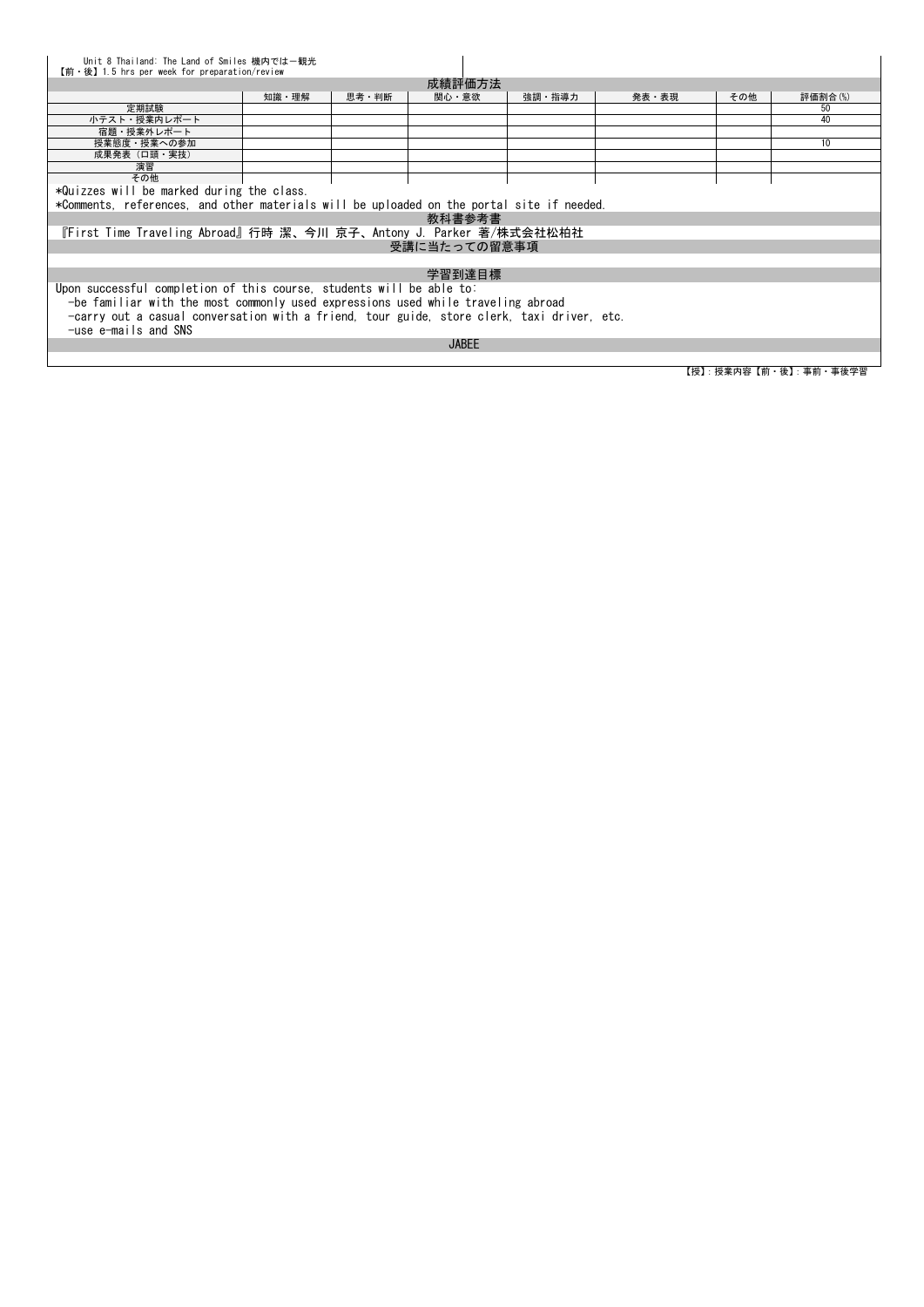Unit 8 Thailand: The Land of Smiles 機内では一観光
【前・後】1.5 hrs per week for preparation/review

## 成績評価方法

| | 知識・理解 | 思考・判断 | 関心・意欲 | 強調・指導力 | 発表・表現 | その他 | 評価割合(%) |
|---|---|---|---|---|---|---|---|
| 定期試験 | | | | | | | 50 |
| 小テスト・授業内レポート | | | | | | | 40 |
| 宿題・授業外レポート | | | | | | | |
| 授業態度・授業への参加 | | | | | | | 10 |
| 成果発表（口頭・実技） | | | | | | | |
| 演習 | | | | | | | |
| その他 | | | | | | | |

*Quizzes will be marked during the class.
*Comments, references, and other materials will be uploaded on the portal site if needed.

## 教科書参考書

『First Time Traveling Abroad』行時 潔、今川 京子、Antony J. Parker 著/株式会社松柏社

## 受講に当たっての留意事項

## 学習到達目標

Upon successful completion of this course, students will be able to:
-be familiar with the most commonly used expressions used while traveling abroad
-carry out a casual conversation with a friend, tour guide, store clerk, taxi driver, etc.
-use e-mails and SNS

## JABEE

【授】：授業内容【前・後】：事前・事後学習